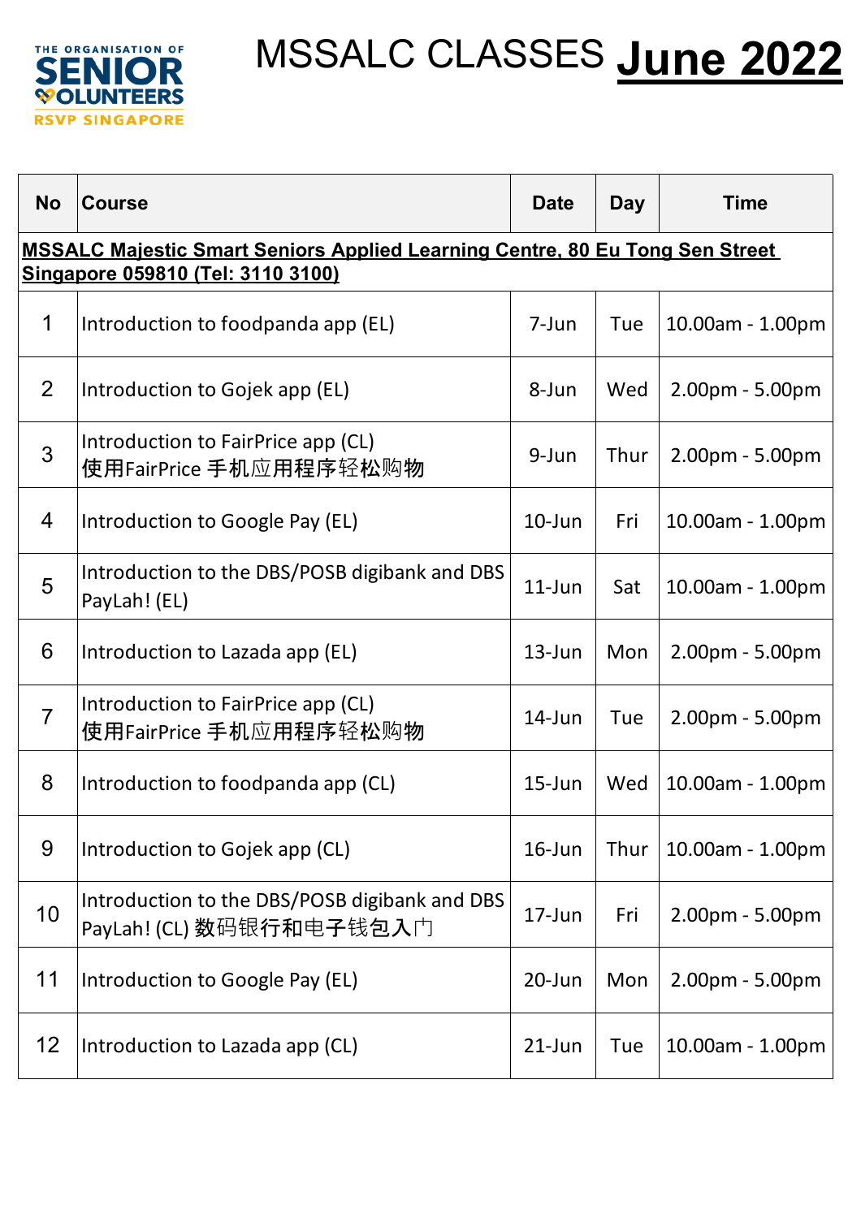THE ORGANISATION OF SENIOR VOLUNTEERS RSVP SINGAPORE

# MSSALC CLASSES **June 2022**

| No | Course | Date | Day | Time |
|---|---|---|---|---|
| **MSSALC Majestic Smart Seniors Applied Learning Centre, 80 Eu Tong Sen Street Singapore 059810 (Tel: 3110 3100)** | | | | |
| 1 | Introduction to foodpanda app (EL) | 7-Jun | Tue | 10.00am - 1.00pm |
| 2 | Introduction to Gojek app (EL) | 8-Jun | Wed | 2.00pm - 5.00pm |
| 3 | Introduction to FairPrice app (CL) 使用FairPrice 手机应用程序轻松购物 | 9-Jun | Thur | 2.00pm - 5.00pm |
| 4 | Introduction to Google Pay (EL) | 10-Jun | Fri | 10.00am - 1.00pm |
| 5 | Introduction to the DBS/POSB digibank and DBS PayLah! (EL) | 11-Jun | Sat | 10.00am - 1.00pm |
| 6 | Introduction to Lazada app (EL) | 13-Jun | Mon | 2.00pm - 5.00pm |
| 7 | Introduction to FairPrice app (CL) 使用FairPrice 手机应用程序轻松购物 | 14-Jun | Tue | 2.00pm - 5.00pm |
| 8 | Introduction to foodpanda app (CL) | 15-Jun | Wed | 10.00am - 1.00pm |
| 9 | Introduction to Gojek app (CL) | 16-Jun | Thur | 10.00am - 1.00pm |
| 10 | Introduction to the DBS/POSB digibank and DBS PayLah! (CL) 数码银行和电子钱包入门 | 17-Jun | Fri | 2.00pm - 5.00pm |
| 11 | Introduction to Google Pay (EL) | 20-Jun | Mon | 2.00pm - 5.00pm |
| 12 | Introduction to Lazada app (CL) | 21-Jun | Tue | 10.00am - 1.00pm |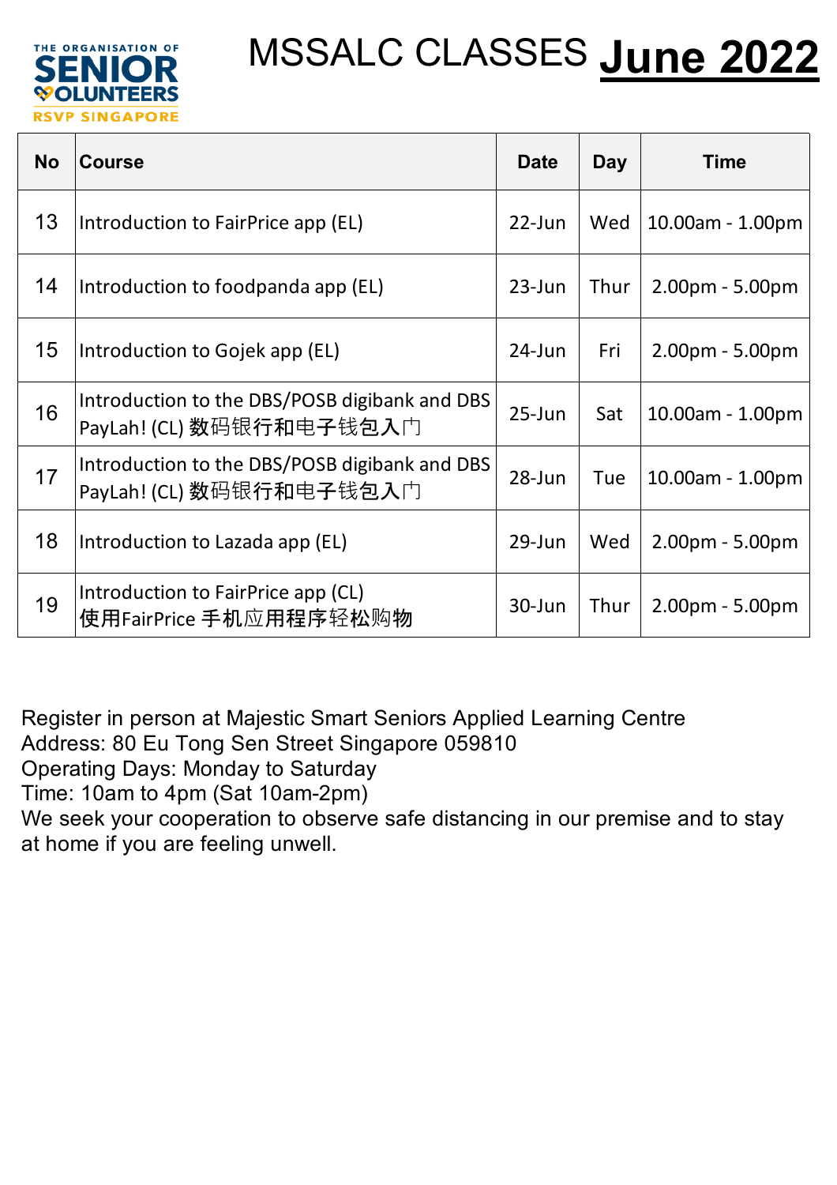THE ORGANISATION OF SENIOR VOLUNTEERS RSVP SINGAPORE

# MSSALC CLASSES **June 2022**

| No | Course | Date | Day | Time |
|---|---|---|---|---|
| 13 | Introduction to FairPrice app (EL) | 22-Jun | Wed | 10.00am - 1.00pm |
| 14 | Introduction to foodpanda app (EL) | 23-Jun | Thur | 2.00pm - 5.00pm |
| 15 | Introduction to Gojek app (EL) | 24-Jun | Fri | 2.00pm - 5.00pm |
| 16 | Introduction to the DBS/POSB digibank and DBS PayLah! (CL) 数码银行和电子钱包入门 | 25-Jun | Sat | 10.00am - 1.00pm |
| 17 | Introduction to the DBS/POSB digibank and DBS PayLah! (CL) 数码银行和电子钱包入门 | 28-Jun | Tue | 10.00am - 1.00pm |
| 18 | Introduction to Lazada app (EL) | 29-Jun | Wed | 2.00pm - 5.00pm |
| 19 | Introduction to FairPrice app (CL) 使用FairPrice 手机应用程序轻松购物 | 30-Jun | Thur | 2.00pm - 5.00pm |

Register in person at Majestic Smart Seniors Applied Learning Centre
Address: 80 Eu Tong Sen Street Singapore 059810
Operating Days: Monday to Saturday
Time: 10am to 4pm (Sat 10am-2pm)
We seek your cooperation to observe safe distancing in our premise and to stay at home if you are feeling unwell.